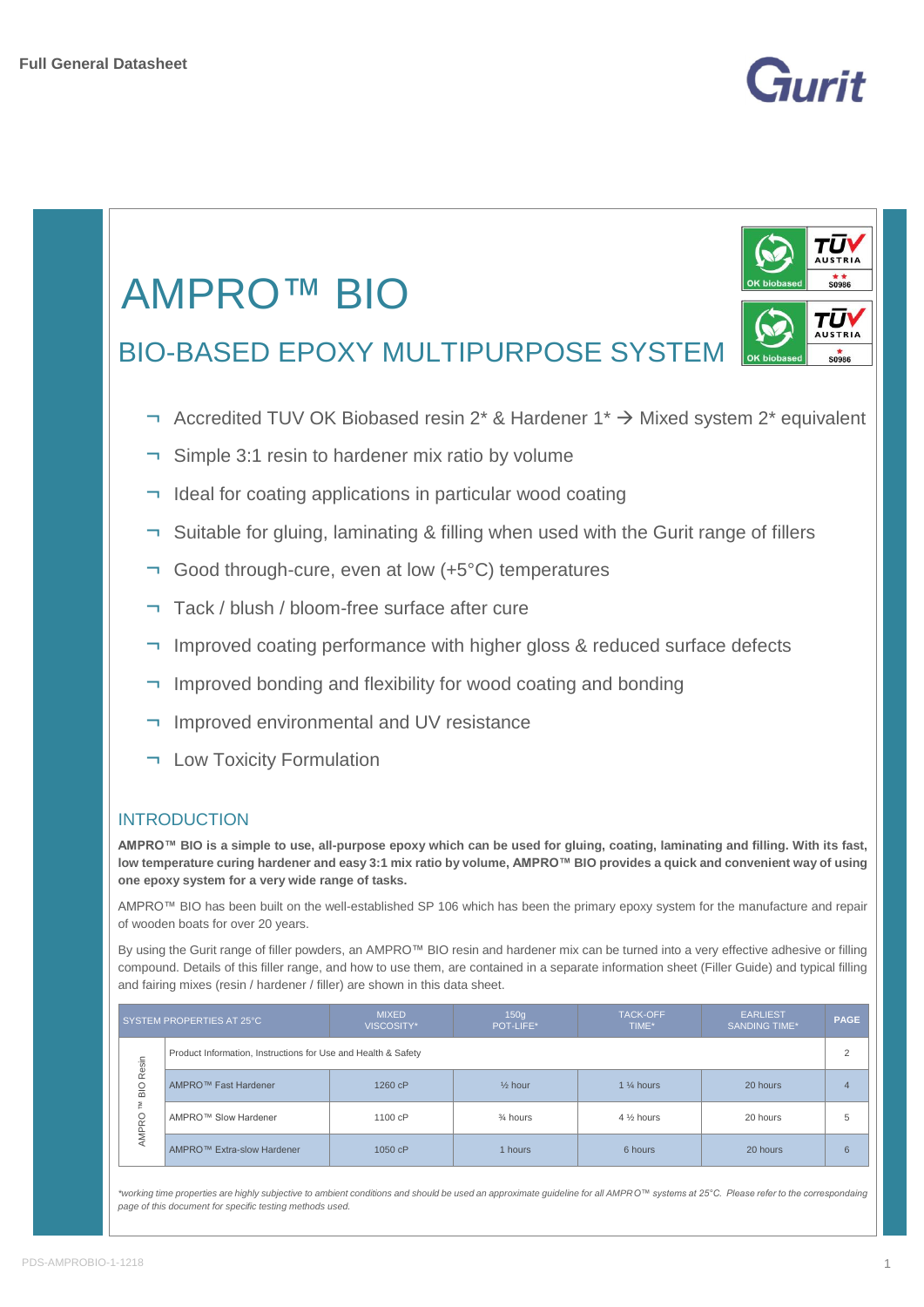Full General Datasheet

# AMPRO™ BIO

## BIO-BASED EPOXY MULTIPURPOSE SYSTEM

- Accredited TUV OK Biobased resin 2* & Hardener 1* → Mixed system 2* equivalent
- Simple 3:1 resin to hardener mix ratio by volume
- Ideal for coating applications in particular wood coating
- Suitable for gluing, laminating & filling when used with the Gurit range of fillers
- Good through-cure, even at low (+5°C) temperatures
- Tack / blush / bloom-free surface after cure
- Improved coating performance with higher gloss & reduced surface defects
- Improved bonding and flexibility for wood coating and bonding
- Improved environmental and UV resistance
- Low Toxicity Formulation

### INTRODUCTION

**AMPRO™ BIO is a simple to use, all-purpose epoxy which can be used for gluing, coating, laminating and filling. With its fast, low temperature curing hardener and easy 3:1 mix ratio by volume, AMPRO™ BIO provides a quick and convenient way of using one epoxy system for a very wide range of tasks.**

AMPRO™ BIO has been built on the well-established SP 106 which has been the primary epoxy system for the manufacture and repair of wooden boats for over 20 years.

By using the Gurit range of filler powders, an AMPRO™ BIO resin and hardener mix can be turned into a very effective adhesive or filling compound. Details of this filler range, and how to use them, are contained in a separate information sheet (Filler Guide) and typical filling and fairing mixes (resin / hardener / filler) are shown in this data sheet.

| | SYSTEM PROPERTIES AT 25°C | MIXED VISCOSITY* | 150g POT-LIFE* | TACK-OFF TIME* | EARLIEST SANDING TIME* | PAGE |
|---|---|---|---|---|---|---|
| AMPRO™ BIO Resin | Product Information, Instructions for Use and Health & Safety | | | | | 2 |
| | AMPRO™ Fast Hardener | 1260 cP | ½ hour | 1 ¼ hours | 20 hours | 4 |
| | AMPRO™ Slow Hardener | 1100 cP | ¾ hours | 4 ½ hours | 20 hours | 5 |
| | AMPRO™ Extra-slow Hardener | 1050 cP | 1 hours | 6 hours | 20 hours | 6 |

*\*working time properties are highly subjective to ambient conditions and should be used an approximate guideline for all AMPRO™ systems at 25°C. Please refer to the correspondaing page of this document for specific testing methods used.*

PDS-AMPROBIO-1-1218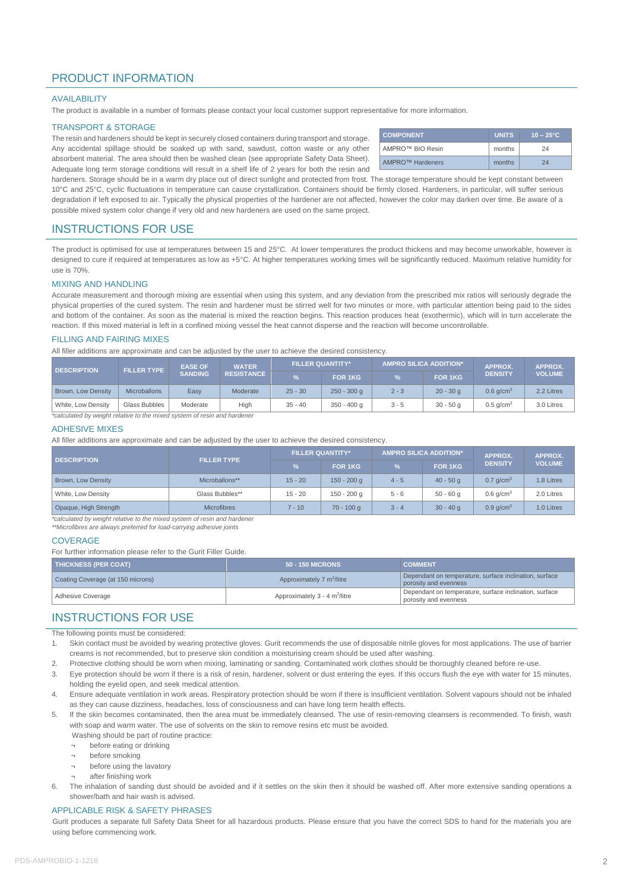# PRODUCT INFORMATION

## AVAILABILITY

The product is available in a number of formats please contact your local customer support representative for more information.

## TRANSPORT & STORAGE

The resin and hardeners should be kept in securely closed containers during transport and storage. Any accidental spillage should be soaked up with sand, sawdust, cotton waste or any other absorbent material. The area should then be washed clean (see appropriate Safety Data Sheet). Adequate long term storage conditions will result in a shelf life of 2 years for both the resin and hardeners. Storage should be in a warm dry place out of direct sunlight and protected from frost. The storage temperature should be kept constant between 10°C and 25°C, cyclic fluctuations in temperature can cause crystallization. Containers should be firmly closed. Hardeners, in particular, will suffer serious degradation if left exposed to air. Typically the physical properties of the hardener are not affected, however the color may darken over time. Be aware of a possible mixed system color change if very old and new hardeners are used on the same project.

| COMPONENT | UNITS | 10 – 25°C |
|---|---|---|
| AMPRO™ BIO Resin | months | 24 |
| AMPRO™ Hardeners | months | 24 |

# INSTRUCTIONS FOR USE

The product is optimised for use at temperatures between 15 and 25°C. At lower temperatures the product thickens and may become unworkable, however is designed to cure if required at temperatures as low as +5°C. At higher temperatures working times will be significantly reduced. Maximum relative humidity for use is 70%.

## MIXING AND HANDLING

Accurate measurement and thorough mixing are essential when using this system, and any deviation from the prescribed mix ratios will seriously degrade the physical properties of the cured system. The resin and hardener must be stirred well for two minutes or more, with particular attention being paid to the sides and bottom of the container. As soon as the material is mixed the reaction begins. This reaction produces heat (exothermic), which will in turn accelerate the reaction. If this mixed material is left in a confined mixing vessel the heat cannot disperse and the reaction will become uncontrollable.

## FILLING AND FAIRING MIXES

All filler additions are approximate and can be adjusted by the user to achieve the desired consistency.

| DESCRIPTION | FILLER TYPE | EASE OF SANDING | WATER RESISTANCE | FILLER QUANTITY* | | AMPRO SILICA ADDITION* | | APPROX. DENSITY | APPROX. VOLUME |
|---|---|---|---|---|---|---|---|---|---|
| | | | | % | FOR 1KG | % | FOR 1KG | | |
| Brown, Low Density | Microballons | Easy | Moderate | 25 - 30 | 250 - 300 g | 2 - 3 | 20 - 30 g | 0.6 g/cm³ | 2.2 Litres |
| White, Low Density | Glass Bubbles | Moderate | High | 35 - 40 | 350 - 400 g | 3 - 5 | 30 - 50 g | 0.5 g/cm³ | 3.0 Litres |

*calculated by weight relative to the mixed system of resin and hardener*

## ADHESIVE MIXES

All filler additions are approximate and can be adjusted by the user to achieve the desired consistency.

| DESCRIPTION | FILLER TYPE | FILLER QUANTITY* | | AMPRO SILICA ADDITION* | | APPROX. DENSITY | APPROX. VOLUME |
|---|---|---|---|---|---|---|---|
| | | % | FOR 1KG | % | FOR 1KG | | |
| Brown, Low Density | Microballons** | 15 - 20 | 150 - 200 g | 4 - 5 | 40 - 50 g | 0.7 g/cm³ | 1.8 Litres |
| White, Low Density | Glass Bubbles** | 15 - 20 | 150 - 200 g | 5 - 6 | 50 - 60 g | 0.6 g/cm³ | 2.0 Litres |
| Opaque, High Strength | Microfibres | 7 - 10 | 70 - 100 g | 3 - 4 | 30 - 40 g | 0.9 g/cm³ | 1.0 Litres |

*calculated by weight relative to the mixed system of resin and hardener*
*\*\*Microfibres are always preferred for load-carrying adhesive joints*

## COVERAGE

For further information please refer to the Gurit Filler Guide.

| THICKNESS (PER COAT) | 50 - 150 MICRONS | COMMENT |
|---|---|---|
| Coating Coverage (at 150 microns) | Approximately 7 m²/litre | Dependant on temperature, surface inclination, surface porosity and evenness |
| Adhesive Coverage | Approximately 3 - 4 m²/litre | Dependant on temperature, surface inclination, surface porosity and evenness |

# INSTRUCTIONS FOR USE

The following points must be considered:

1. Skin contact must be avoided by wearing protective gloves. Gurit recommends the use of disposable nitrile gloves for most applications. The use of barrier creams is not recommended, but to preserve skin condition a moisturising cream should be used after washing.
2. Protective clothing should be worn when mixing, laminating or sanding. Contaminated work clothes should be thoroughly cleaned before re-use.
3. Eye protection should be worn if there is a risk of resin, hardener, solvent or dust entering the eyes. If this occurs flush the eye with water for 15 minutes, holding the eyelid open, and seek medical attention.
4. Ensure adequate ventilation in work areas. Respiratory protection should be worn if there is insufficient ventilation. Solvent vapours should not be inhaled as they can cause dizziness, headaches, loss of consciousness and can have long term health effects.
5. If the skin becomes contaminated, then the area must be immediately cleansed. The use of resin-removing cleansers is recommended. To finish, wash with soap and warm water. The use of solvents on the skin to remove resins etc must be avoided.
   Washing should be part of routine practice:
   - before eating or drinking
   - before smoking
   - before using the lavatory
   - after finishing work
6. The inhalation of sanding dust should be avoided and if it settles on the skin then it should be washed off. After more extensive sanding operations a shower/bath and hair wash is advised.

## APPLICABLE RISK & SAFETY PHRASES

Gurit produces a separate full Safety Data Sheet for all hazardous products. Please ensure that you have the correct SDS to hand for the materials you are using before commencing work.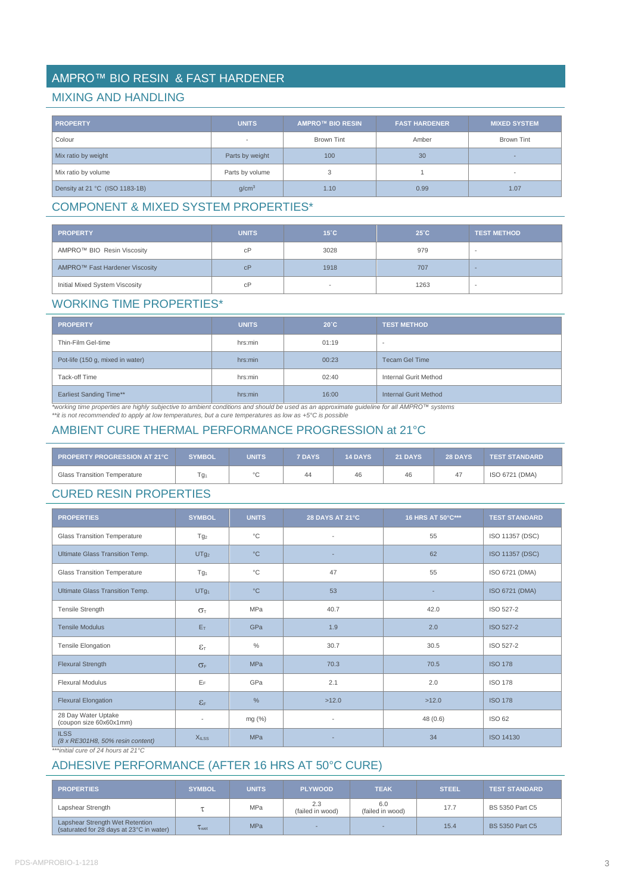# AMPRO™ BIO RESIN & FAST HARDENER

## MIXING AND HANDLING

| PROPERTY | UNITS | AMPRO™ BIO RESIN | FAST HARDENER | MIXED SYSTEM |
|---|---|---|---|---|
| Colour | - | Brown Tint | Amber | Brown Tint |
| Mix ratio by weight | Parts by weight | 100 | 30 | - |
| Mix ratio by volume | Parts by volume | 3 | 1 | - |
| Density at 21 °C (ISO 1183-1B) | $g/cm^3$ | 1.10 | 0.99 | 1.07 |

## COMPONENT & MIXED SYSTEM PROPERTIES*

| PROPERTY | UNITS | 15˚C | 25˚C | TEST METHOD |
|---|---|---|---|---|
| AMPRO™ BIO Resin Viscosity | cP | 3028 | 979 | - |
| AMPRO™ Fast Hardener Viscosity | cP | 1918 | 707 | - |
| Initial Mixed System Viscosity | cP | - | 1263 | - |

## WORKING TIME PROPERTIES*

| PROPERTY | UNITS | 20˚C | TEST METHOD |
|---|---|---|---|
| Thin-Film Gel-time | hrs:min | 01:19 | - |
| Pot-life (150 g, mixed in water) | hrs:min | 00:23 | Tecam Gel Time |
| Tack-off Time | hrs:min | 02:40 | Internal Gurit Method |
| Earliest Sanding Time** | hrs:min | 16:00 | Internal Gurit Method |

*\*working time properties are highly subjective to ambient conditions and should be used as an approximate guideline for all AMPRO™ systems*
*\*\*it is not recommended to apply at low temperatures, but a cure temperatures as low as +5°C is possible*

## AMBIENT CURE THERMAL PERFORMANCE PROGRESSION at 21°C

| PROPERTY PROGRESSION AT 21°C | SYMBOL | UNITS | 7 DAYS | 14 DAYS | 21 DAYS | 28 DAYS | TEST STANDARD |
|---|---|---|---|---|---|---|---|
| Glass Transition Temperature | $Tg_1$ | °C | 44 | 46 | 46 | 47 | ISO 6721 (DMA) |

## CURED RESIN PROPERTIES

| PROPERTIES | SYMBOL | UNITS | 28 DAYS AT 21°C | 16 HRS AT 50°C*** | TEST STANDARD |
|---|---|---|---|---|---|
| Glass Transition Temperature | $Tg_2$ | °C | - | 55 | ISO 11357 (DSC) |
| Ultimate Glass Transition Temp. | $UTg_2$ | °C | - | 62 | ISO 11357 (DSC) |
| Glass Transition Temperature | $Tg_1$ | °C | 47 | 55 | ISO 6721 (DMA) |
| Ultimate Glass Transition Temp. | $UTg_1$ | °C | 53 | - | ISO 6721 (DMA) |
| Tensile Strength | $\sigma_T$ | MPa | 40.7 | 42.0 | ISO 527-2 |
| Tensile Modulus | $E_T$ | GPa | 1.9 | 2.0 | ISO 527-2 |
| Tensile Elongation | $\varepsilon_T$ | % | 30.7 | 30.5 | ISO 527-2 |
| Flexural Strength | $\sigma_F$ | MPa | 70.3 | 70.5 | ISO 178 |
| Flexural Modulus | $E_F$ | GPa | 2.1 | 2.0 | ISO 178 |
| Flexural Elongation | $\varepsilon_F$ | % | >12.0 | >12.0 | ISO 178 |
| 28 Day Water Uptake (coupon size 60x60x1mm) | - | mg (%) | - | 48 (0.6) | ISO 62 |
| ILSS *(8 x RE301H8, 50% resin content)* | $X_{ILSS}$ | MPa | - | 34 | ISO 14130 |

*\*\*\*initial cure of 24 hours at 21°C*

## ADHESIVE PERFORMANCE (AFTER 16 HRS AT 50°C CURE)

| PROPERTIES | SYMBOL | UNITS | PLYWOOD | TEAK | STEEL | TEST STANDARD |
|---|---|---|---|---|---|---|
| Lapshear Strength | $\tau$ | MPa | 2.3 (failed in wood) | 6.0 (failed in wood) | 17.7 | BS 5350 Part C5 |
| Lapshear Strength Wet Retention (saturated for 28 days at 23°C in water) | $\tau_{wet}$ | MPa | - | - | 15.4 | BS 5350 Part C5 |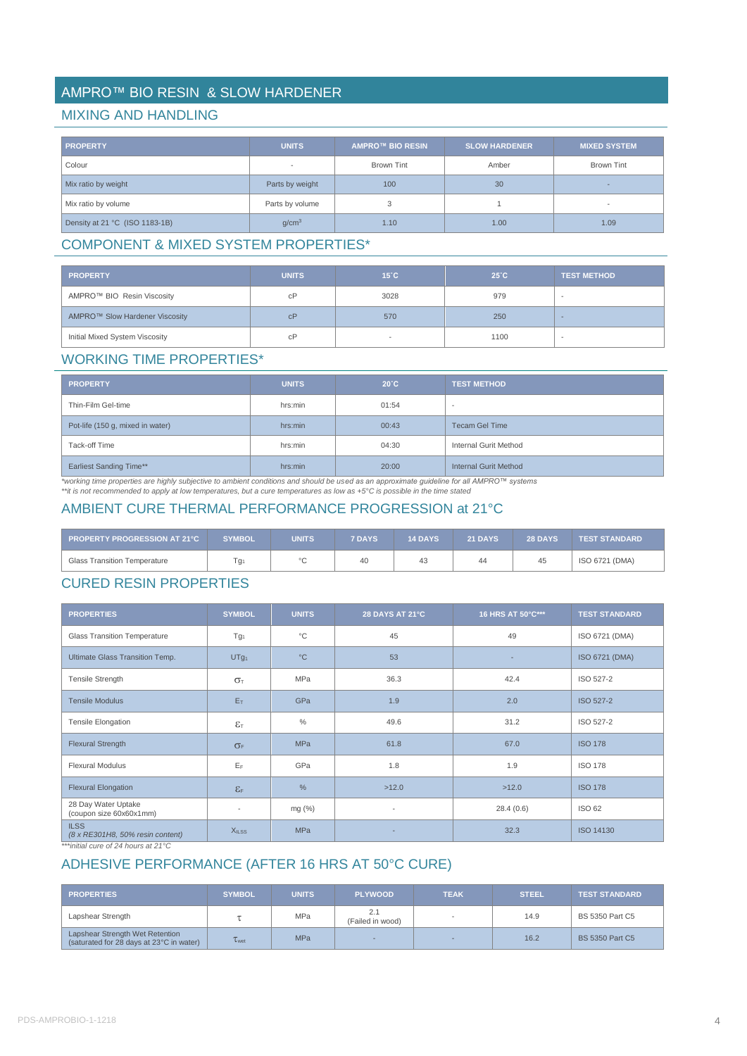# AMPRO™ BIO RESIN & SLOW HARDENER

## MIXING AND HANDLING

| PROPERTY | UNITS | AMPRO™ BIO RESIN | SLOW HARDENER | MIXED SYSTEM |
|---|---|---|---|---|
| Colour | - | Brown Tint | Amber | Brown Tint |
| Mix ratio by weight | Parts by weight | 100 | 30 | - |
| Mix ratio by volume | Parts by volume | 3 | 1 | - |
| Density at 21 °C (ISO 1183-1B) | $g/cm^3$ | 1.10 | 1.00 | 1.09 |

## COMPONENT & MIXED SYSTEM PROPERTIES*

| PROPERTY | UNITS | 15˚C | 25˚C | TEST METHOD |
|---|---|---|---|---|
| AMPRO™ BIO Resin Viscosity | cP | 3028 | 979 | - |
| AMPRO™ Slow Hardener Viscosity | cP | 570 | 250 | - |
| Initial Mixed System Viscosity | cP | - | 1100 | - |

## WORKING TIME PROPERTIES*

| PROPERTY | UNITS | 20˚C | TEST METHOD |
|---|---|---|---|
| Thin-Film Gel-time | hrs:min | 01:54 | - |
| Pot-life (150 g, mixed in water) | hrs:min | 00:43 | Tecam Gel Time |
| Tack-off Time | hrs:min | 04:30 | Internal Gurit Method |
| Earliest Sanding Time** | hrs:min | 20:00 | Internal Gurit Method |

*\*working time properties are highly subjective to ambient conditions and should be used as an approximate guideline for all AMPRO™ systems*
*\*\*it is not recommended to apply at low temperatures, but a cure temperatures as low as +5°C is possible in the time stated*

## AMBIENT CURE THERMAL PERFORMANCE PROGRESSION at 21°C

| PROPERTY PROGRESSION AT 21°C | SYMBOL | UNITS | 7 DAYS | 14 DAYS | 21 DAYS | 28 DAYS | TEST STANDARD |
|---|---|---|---|---|---|---|---|
| Glass Transition Temperature | $Tg_1$ | °C | 40 | 43 | 44 | 45 | ISO 6721 (DMA) |

## CURED RESIN PROPERTIES

| PROPERTIES | SYMBOL | UNITS | 28 DAYS AT 21°C | 16 HRS AT 50°C*** | TEST STANDARD |
|---|---|---|---|---|---|
| Glass Transition Temperature | $Tg_1$ | °C | 45 | 49 | ISO 6721 (DMA) |
| Ultimate Glass Transition Temp. | $UTg_1$ | °C | 53 | - | ISO 6721 (DMA) |
| Tensile Strength | $\sigma_T$ | MPa | 36.3 | 42.4 | ISO 527-2 |
| Tensile Modulus | $E_T$ | GPa | 1.9 | 2.0 | ISO 527-2 |
| Tensile Elongation | $\varepsilon_T$ | % | 49.6 | 31.2 | ISO 527-2 |
| Flexural Strength | $\sigma_F$ | MPa | 61.8 | 67.0 | ISO 178 |
| Flexural Modulus | $E_F$ | GPa | 1.8 | 1.9 | ISO 178 |
| Flexural Elongation | $\varepsilon_F$ | % | >12.0 | >12.0 | ISO 178 |
| 28 Day Water Uptake (coupon size 60x60x1mm) | - | mg (%) | - | 28.4 (0.6) | ISO 62 |
| ILSS *(8 x RE301H8, 50% resin content)* | $X_{ILSS}$ | MPa | - | 32.3 | ISO 14130 |

*\*\*\*initial cure of 24 hours at 21°C*

## ADHESIVE PERFORMANCE (AFTER 16 HRS AT 50°C CURE)

| PROPERTIES | SYMBOL | UNITS | PLYWOOD | TEAK | STEEL | TEST STANDARD |
|---|---|---|---|---|---|---|
| Lapshear Strength | $\tau$ | MPa | 2.1 (Failed in wood) | - | 14.9 | BS 5350 Part C5 |
| Lapshear Strength Wet Retention (saturated for 28 days at 23°C in water) | $\tau_{wet}$ | MPa | - | - | 16.2 | BS 5350 Part C5 |

PDS-AMPROBIO-1-1218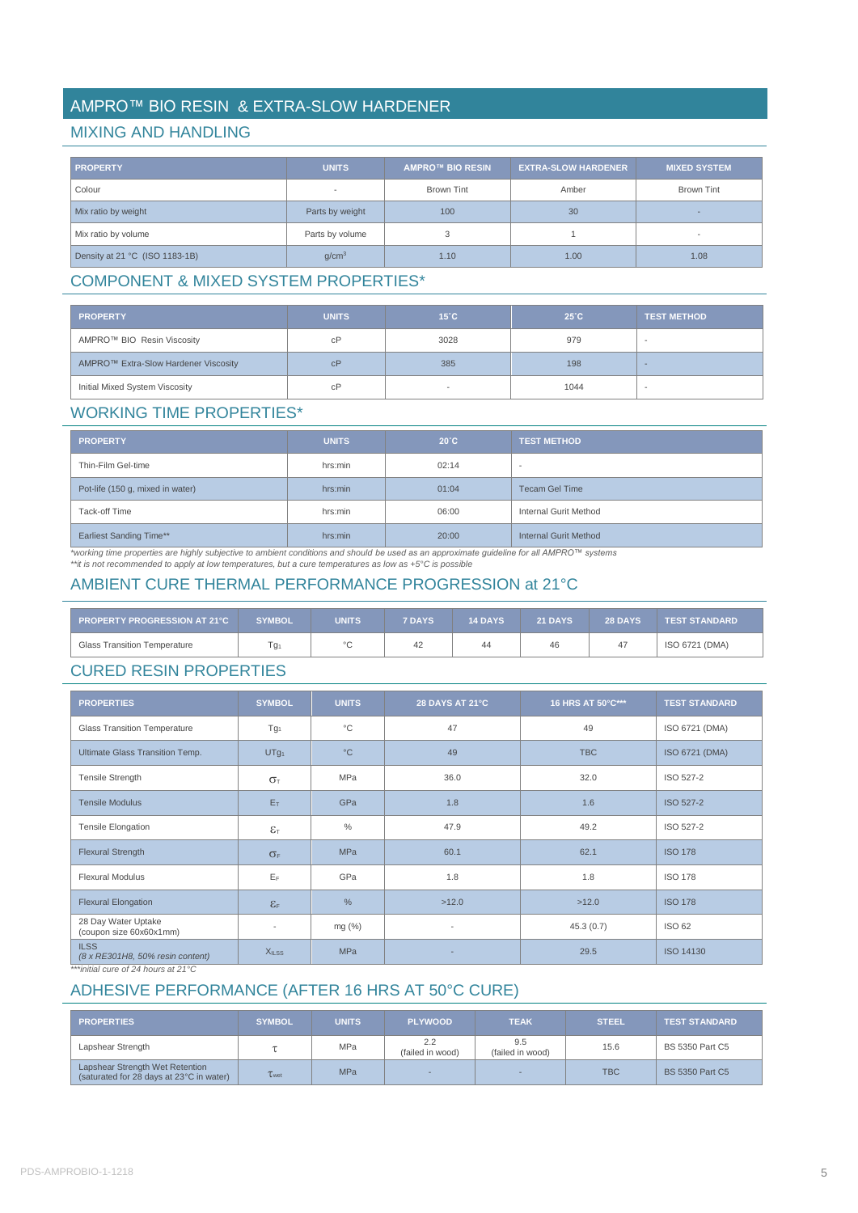# AMPRO™ BIO RESIN & EXTRA-SLOW HARDENER

## MIXING AND HANDLING

| PROPERTY | UNITS | AMPRO™ BIO RESIN | EXTRA-SLOW HARDENER | MIXED SYSTEM |
|---|---|---|---|---|
| Colour | - | Brown Tint | Amber | Brown Tint |
| Mix ratio by weight | Parts by weight | 100 | 30 | - |
| Mix ratio by volume | Parts by volume | 3 | 1 | - |
| Density at 21 °C (ISO 1183-1B) | g/cm³ | 1.10 | 1.00 | 1.08 |

## COMPONENT & MIXED SYSTEM PROPERTIES*

| PROPERTY | UNITS | 15°C | 25°C | TEST METHOD |
|---|---|---|---|---|
| AMPRO™ BIO Resin Viscosity | cP | 3028 | 979 | - |
| AMPRO™ Extra-Slow Hardener Viscosity | cP | 385 | 198 | - |
| Initial Mixed System Viscosity | cP | - | 1044 | - |

## WORKING TIME PROPERTIES*

| PROPERTY | UNITS | 20°C | TEST METHOD |
|---|---|---|---|
| Thin-Film Gel-time | hrs:min | 02:14 | - |
| Pot-life (150 g, mixed in water) | hrs:min | 01:04 | Tecam Gel Time |
| Tack-off Time | hrs:min | 06:00 | Internal Gurit Method |
| Earliest Sanding Time** | hrs:min | 20:00 | Internal Gurit Method |

*\*working time properties are highly subjective to ambient conditions and should be used as an approximate guideline for all AMPRO™ systems*
*\*\*it is not recommended to apply at low temperatures, but a cure temperatures as low as +5°C is possible*

## AMBIENT CURE THERMAL PERFORMANCE PROGRESSION at 21°C

| PROPERTY PROGRESSION AT 21°C | SYMBOL | UNITS | 7 DAYS | 14 DAYS | 21 DAYS | 28 DAYS | TEST STANDARD |
|---|---|---|---|---|---|---|---|
| Glass Transition Temperature | $Tg_1$ | °C | 42 | 44 | 46 | 47 | ISO 6721 (DMA) |

## CURED RESIN PROPERTIES

| PROPERTIES | SYMBOL | UNITS | 28 DAYS AT 21°C | 16 HRS AT 50°C*** | TEST STANDARD |
|---|---|---|---|---|---|
| Glass Transition Temperature | $Tg_1$ | °C | 47 | 49 | ISO 6721 (DMA) |
| Ultimate Glass Transition Temp. | $UTg_1$ | °C | 49 | TBC | ISO 6721 (DMA) |
| Tensile Strength | $\sigma_T$ | MPa | 36.0 | 32.0 | ISO 527-2 |
| Tensile Modulus | $E_T$ | GPa | 1.8 | 1.6 | ISO 527-2 |
| Tensile Elongation | $\varepsilon_T$ | % | 47.9 | 49.2 | ISO 527-2 |
| Flexural Strength | $\sigma_F$ | MPa | 60.1 | 62.1 | ISO 178 |
| Flexural Modulus | $E_F$ | GPa | 1.8 | 1.8 | ISO 178 |
| Flexural Elongation | $\varepsilon_F$ | % | >12.0 | >12.0 | ISO 178 |
| 28 Day Water Uptake (coupon size 60x60x1mm) | - | mg (%) | - | 45.3 (0.7) | ISO 62 |
| ILSS *(8 x RE301H8, 50% resin content)* | $X_{ILSS}$ | MPa | - | 29.5 | ISO 14130 |

*\*\*\*initial cure of 24 hours at 21°C*

## ADHESIVE PERFORMANCE (AFTER 16 HRS AT 50°C CURE)

| PROPERTIES | SYMBOL | UNITS | PLYWOOD | TEAK | STEEL | TEST STANDARD |
|---|---|---|---|---|---|---|
| Lapshear Strength | $\tau$ | MPa | 2.2 (failed in wood) | 9.5 (failed in wood) | 15.6 | BS 5350 Part C5 |
| Lapshear Strength Wet Retention (saturated for 28 days at 23°C in water) | $\tau_{wet}$ | MPa | - | - | TBC | BS 5350 Part C5 |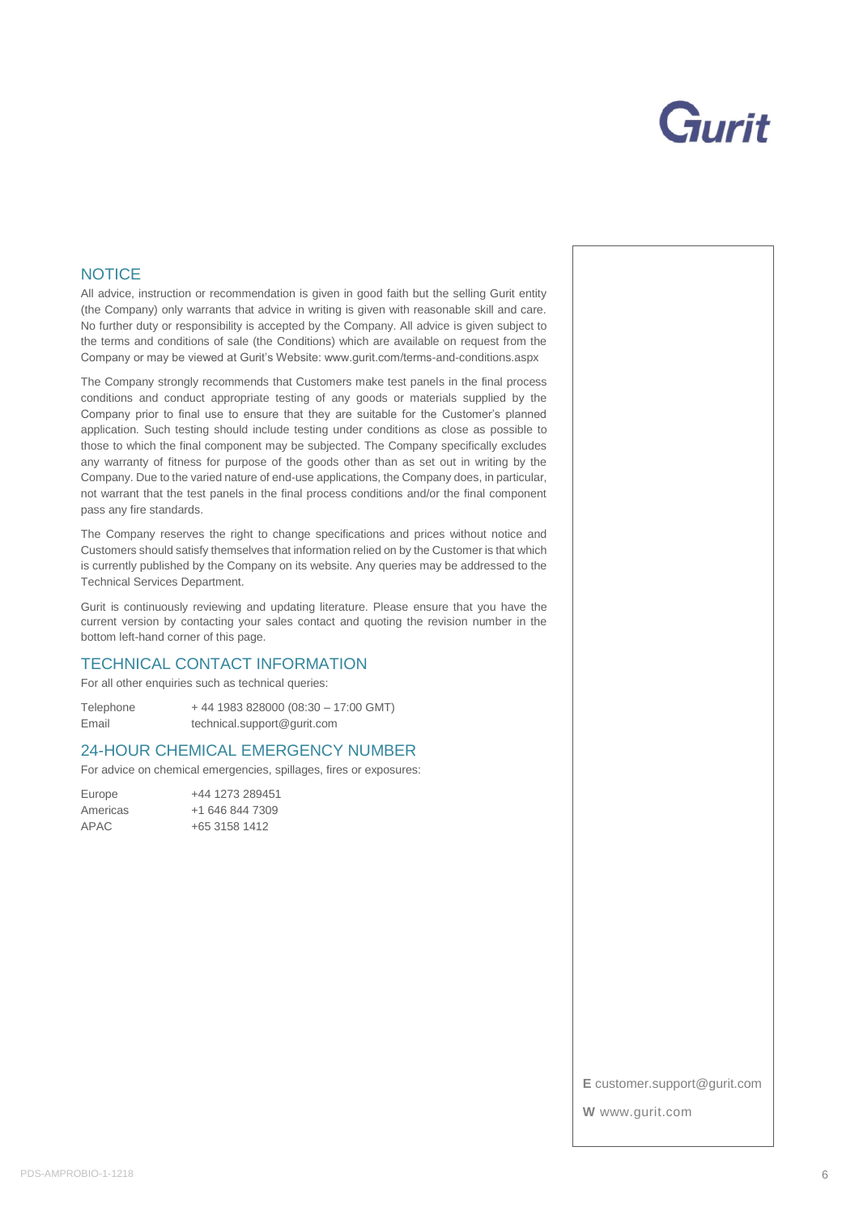## NOTICE

All advice, instruction or recommendation is given in good faith but the selling Gurit entity (the Company) only warrants that advice in writing is given with reasonable skill and care. No further duty or responsibility is accepted by the Company. All advice is given subject to the terms and conditions of sale (the Conditions) which are available on request from the Company or may be viewed at Gurit's Website: www.gurit.com/terms-and-conditions.aspx

The Company strongly recommends that Customers make test panels in the final process conditions and conduct appropriate testing of any goods or materials supplied by the Company prior to final use to ensure that they are suitable for the Customer's planned application. Such testing should include testing under conditions as close as possible to those to which the final component may be subjected. The Company specifically excludes any warranty of fitness for purpose of the goods other than as set out in writing by the Company. Due to the varied nature of end-use applications, the Company does, in particular, not warrant that the test panels in the final process conditions and/or the final component pass any fire standards.

The Company reserves the right to change specifications and prices without notice and Customers should satisfy themselves that information relied on by the Customer is that which is currently published by the Company on its website. Any queries may be addressed to the Technical Services Department.

Gurit is continuously reviewing and updating literature. Please ensure that you have the current version by contacting your sales contact and quoting the revision number in the bottom left-hand corner of this page.

## TECHNICAL CONTACT INFORMATION

For all other enquiries such as technical queries:

| | |
|---|---|
| Telephone | + 44 1983 828000 (08:30 – 17:00 GMT) |
| Email | technical.support@gurit.com |

## 24-HOUR CHEMICAL EMERGENCY NUMBER

For advice on chemical emergencies, spillages, fires or exposures:

| | |
|---|---|
| Europe | +44 1273 289451 |
| Americas | +1 646 844 7309 |
| APAC | +65 3158 1412 |

**E** customer.support@gurit.com

**W** www.gurit.com

PDS-AMPROBIO-1-1218